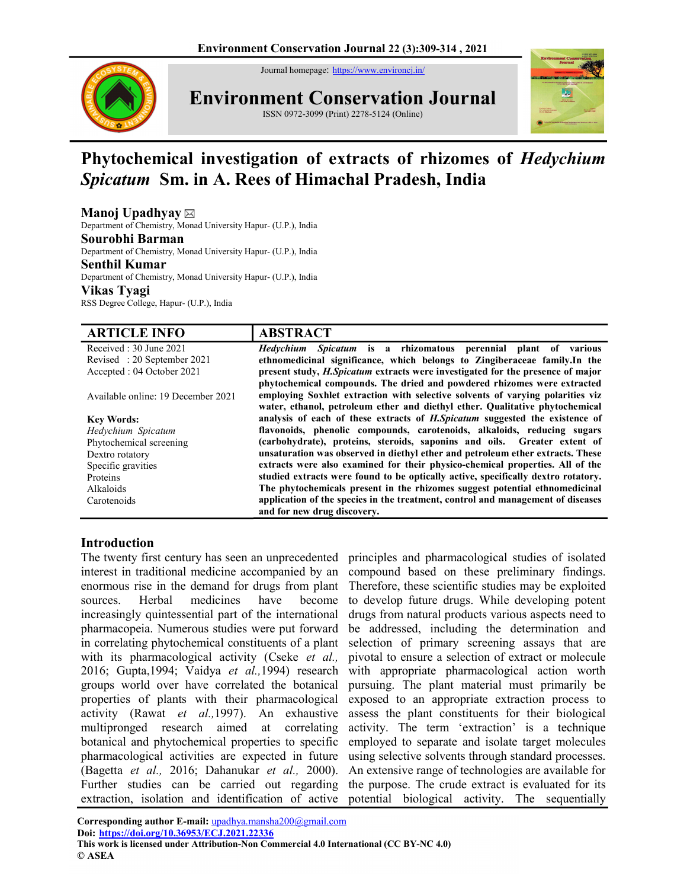# Phytochemical investigation of extracts of rhizomes of *Hedychium Spicatum* Sm. in A. Rees of Himachal Pradesh, India

**Manoj Upadhyay** ✉
Department of Chemistry, Monad University Hapur- (U.P.), India

**Sourobhi Barman**
Department of Chemistry, Monad University Hapur- (U.P.), India

**Senthil Kumar**
Department of Chemistry, Monad University Hapur- (U.P.), India

**Vikas Tyagi**
RSS Degree College, Hapur- (U.P.), India

## ARTICLE INFO

Received : 30 June 2021
Revised : 20 September 2021
Accepted : 04 October 2021

Available online: 19 December 2021

**Key Words:**
*Hedychium Spicatum*
Phytochemical screening
Dextro rotatory
Specific gravities
Proteins
Alkaloids
Carotenoids

## ABSTRACT

***Hedychium Spicatum*** **is a rhizomatous perennial plant of various ethnomedicinal significance, which belongs to Zingiberaceae family.In the present study, *H.Spicatum* extracts were investigated for the presence of major phytochemical compounds. The dried and powdered rhizomes were extracted employing Soxhlet extraction with selective solvents of varying polarities viz water, ethanol, petroleum ether and diethyl ether. Qualitative phytochemical analysis of each of these extracts of *H.Spicatum* suggested the existence of flavonoids, phenolic compounds, carotenoids, alkaloids, reducing sugars (carbohydrate), proteins, steroids, saponins and oils. Greater extent of unsaturation was observed in diethyl ether and petroleum ether extracts. These extracts were also examined for their physico-chemical properties. All of the studied extracts were found to be optically active, specifically dextro rotatory. The phytochemicals present in the rhizomes suggest potential ethnomedicinal application of the species in the treatment, control and management of diseases and for new drug discovery.**

## Introduction

The twenty first century has seen an unprecedented interest in traditional medicine accompanied by an enormous rise in the demand for drugs from plant sources. Herbal medicines have become increasingly quintessential part of the international pharmacopeia. Numerous studies were put forward in correlating phytochemical constituents of a plant with its pharmacological activity (Cseke *et al.,* 2016; Gupta,1994; Vaidya *et al.,*1994) research groups world over have correlated the botanical properties of plants with their pharmacological activity (Rawat *et al.,*1997). An exhaustive multipronged research aimed at correlating botanical and phytochemical properties to specific pharmacological activities are expected in future (Bagetta *et al.,* 2016; Dahanukar *et al.,* 2000). Further studies can be carried out regarding extraction, isolation and identification of active principles and pharmacological studies of isolated compound based on these preliminary findings. Therefore, these scientific studies may be exploited to develop future drugs. While developing potent drugs from natural products various aspects need to be addressed, including the determination and selection of primary screening assays that are pivotal to ensure a selection of extract or molecule with appropriate pharmacological action worth pursuing. The plant material must primarily be exposed to an appropriate extraction process to assess the plant constituents for their biological activity. The term 'extraction' is a technique employed to separate and isolate target molecules using selective solvents through standard processes. An extensive range of technologies are available for the purpose. The crude extract is evaluated for its potential biological activity. The sequentially

**Corresponding author E-mail:** upadhya.mansha200@gmail.com
**Doi: https://doi.org/10.36953/ECJ.2021.22336**
**This work is licensed under Attribution-Non Commercial 4.0 International (CC BY-NC 4.0)**
**© ASEA**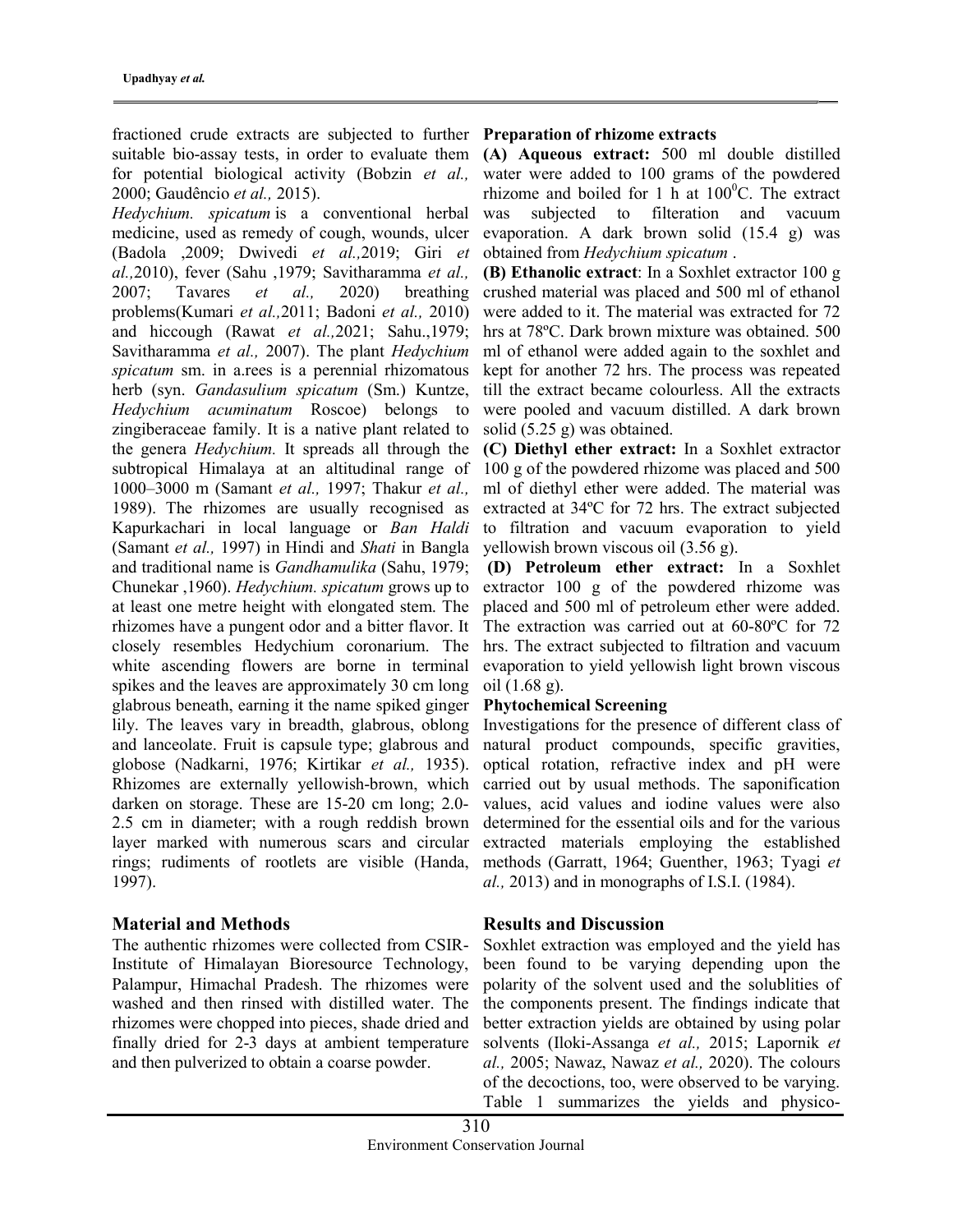fractioned crude extracts are subjected to further suitable bio-assay tests, in order to evaluate them for potential biological activity (Bobzin *et al.,* 2000; Gaudêncio *et al.,* 2015).

*Hedychium. spicatum* is a conventional herbal medicine, used as remedy of cough, wounds, ulcer (Badola ,2009; Dwivedi *et al.,*2019; Giri *et al.,*2010), fever (Sahu ,1979; Savitharamma *et al.,* 2007; Tavares *et al.,* 2020) breathing problems(Kumari *et al.,*2011; Badoni *et al.,* 2010) and hiccough (Rawat *et al.,*2021; Sahu.,1979; Savitharamma *et al.,* 2007). The plant *Hedychium spicatum* sm. in a.rees is a perennial rhizomatous herb (syn. *Gandasulium spicatum* (Sm.) Kuntze, *Hedychium acuminatum* Roscoe) belongs to zingiberaceae family. It is a native plant related to the genera *Hedychium.* It spreads all through the subtropical Himalaya at an altitudinal range of 1000–3000 m (Samant *et al.,* 1997; Thakur *et al.,* 1989). The rhizomes are usually recognised as Kapurkachari in local language or *Ban Haldi* (Samant *et al.,* 1997) in Hindi and *Shati* in Bangla and traditional name is *Gandhamulika* (Sahu, 1979; Chunekar ,1960). *Hedychium. spicatum* grows up to at least one metre height with elongated stem. The rhizomes have a pungent odor and a bitter flavor. It closely resembles Hedychium coronarium. The white ascending flowers are borne in terminal spikes and the leaves are approximately 30 cm long glabrous beneath, earning it the name spiked ginger lily. The leaves vary in breadth, glabrous, oblong and lanceolate. Fruit is capsule type; glabrous and globose (Nadkarni, 1976; Kirtikar *et al.,* 1935). Rhizomes are externally yellowish-brown, which darken on storage. These are 15-20 cm long; 2.0-2.5 cm in diameter; with a rough reddish brown layer marked with numerous scars and circular rings; rudiments of rootlets are visible (Handa, 1997).

## Material and Methods

The authentic rhizomes were collected from CSIR-Institute of Himalayan Bioresource Technology, Palampur, Himachal Pradesh. The rhizomes were washed and then rinsed with distilled water. The rhizomes were chopped into pieces, shade dried and finally dried for 2-3 days at ambient temperature and then pulverized to obtain a coarse powder.

**Preparation of rhizome extracts**

**(A) Aqueous extract:** 500 ml double distilled water were added to 100 grams of the powdered rhizome and boiled for 1 h at $100^0$C. The extract was subjected to filtration and vacuum evaporation. A dark brown solid (15.4 g) was obtained from *Hedychium spicatum* .

**(B) Ethanolic extract**: In a Soxhlet extractor 100 g crushed material was placed and 500 ml of ethanol were added to it. The material was extracted for 72 hrs at 78ºC. Dark brown mixture was obtained. 500 ml of ethanol were added again to the soxhlet and kept for another 72 hrs. The process was repeated till the extract became colourless. All the extracts were pooled and vacuum distilled. A dark brown solid (5.25 g) was obtained.

**(C) Diethyl ether extract:** In a Soxhlet extractor 100 g of the powdered rhizome was placed and 500 ml of diethyl ether were added. The material was extracted at 34ºC for 72 hrs. The extract subjected to filtration and vacuum evaporation to yield yellowish brown viscous oil (3.56 g).

**(D) Petroleum ether extract:** In a Soxhlet extractor 100 g of the powdered rhizome was placed and 500 ml of petroleum ether were added. The extraction was carried out at 60-80ºC for 72 hrs. The extract subjected to filtration and vacuum evaporation to yield yellowish light brown viscous oil (1.68 g).

**Phytochemical Screening**

Investigations for the presence of different class of natural product compounds, specific gravities, optical rotation, refractive index and pH were carried out by usual methods. The saponification values, acid values and iodine values were also determined for the essential oils and for the various extracted materials employing the established methods (Garratt, 1964; Guenther, 1963; Tyagi *et al.,* 2013) and in monographs of I.S.I. (1984).

## Results and Discussion

Soxhlet extraction was employed and the yield has been found to be varying depending upon the polarity of the solvent used and the solublities of the components present. The findings indicate that better extraction yields are obtained by using polar solvents (Iloki-Assanga *et al.,* 2015; Lapornik *et al.,* 2005; Nawaz, Nawaz *et al.,* 2020). The colours of the decoctions, too, were observed to be varying. Table 1 summarizes the yields and physico-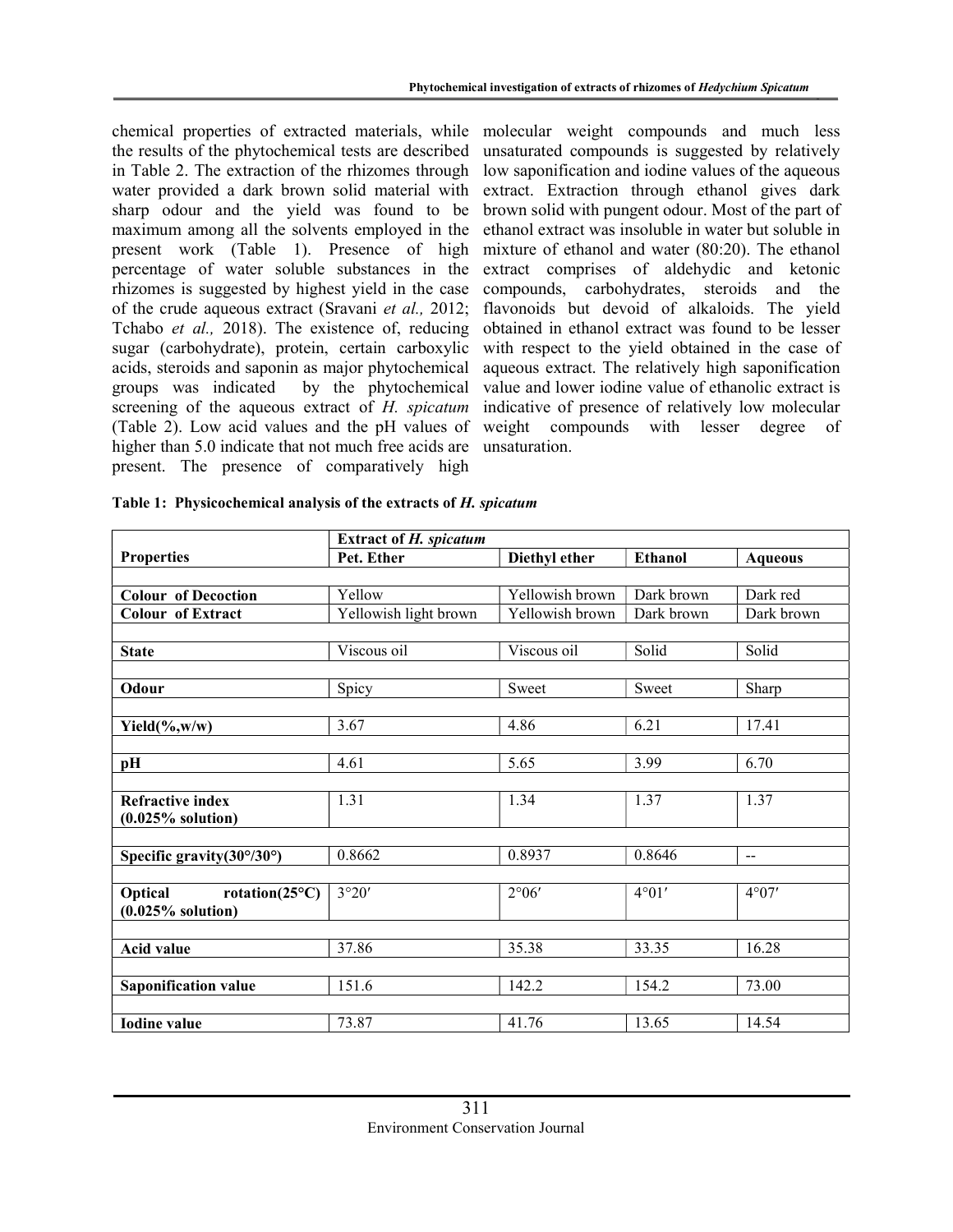chemical properties of extracted materials, while the results of the phytochemical tests are described in Table 2. The extraction of the rhizomes through water provided a dark brown solid material with sharp odour and the yield was found to be maximum among all the solvents employed in the present work (Table 1). Presence of high percentage of water soluble substances in the rhizomes is suggested by highest yield in the case of the crude aqueous extract (Sravani *et al.,* 2012; Tchabo *et al.,* 2018). The existence of, reducing sugar (carbohydrate), protein, certain carboxylic acids, steroids and saponin as major phytochemical groups was indicated by the phytochemical screening of the aqueous extract of *H. spicatum* (Table 2). Low acid values and the pH values of higher than 5.0 indicate that not much free acids are present. The presence of comparatively high molecular weight compounds and much less unsaturated compounds is suggested by relatively low saponification and iodine values of the aqueous extract. Extraction through ethanol gives dark brown solid with pungent odour. Most of the part of ethanol extract was insoluble in water but soluble in mixture of ethanol and water (80:20). The ethanol extract comprises of aldehydic and ketonic compounds, carbohydrates, steroids and the flavonoids but devoid of alkaloids. The yield obtained in ethanol extract was found to be lesser with respect to the yield obtained in the case of aqueous extract. The relatively high saponification value and lower iodine value of ethanolic extract is indicative of presence of relatively low molecular weight compounds with lesser degree of unsaturation.

**Table 1: Physicochemical analysis of the extracts of *H. spicatum***

| Properties | Extract of *H. spicatum* | | | |
|---|---|---|---|---|
| | **Pet. Ether** | **Diethyl ether** | **Ethanol** | **Aqueous** |
| **Colour of Decoction** | Yellow | Yellowish brown | Dark brown | Dark red |
| **Colour of Extract** | Yellowish light brown | Yellowish brown | Dark brown | Dark brown |
| **State** | Viscous oil | Viscous oil | Solid | Solid |
| **Odour** | Spicy | Sweet | Sweet | Sharp |
| **Yield(%,w/w)** | 3.67 | 4.86 | 6.21 | 17.41 |
| **pH** | 4.61 | 5.65 | 3.99 | 6.70 |
| **Refractive index (0.025% solution)** | 1.31 | 1.34 | 1.37 | 1.37 |
| **Specific gravity(30°/30°)** | 0.8662 | 0.8937 | 0.8646 | -- |
| **Optical rotation(25°C) (0.025% solution)** | 3°20′ | 2°06′ | 4°01′ | 4°07′ |
| **Acid value** | 37.86 | 35.38 | 33.35 | 16.28 |
| **Saponification value** | 151.6 | 142.2 | 154.2 | 73.00 |
| **Iodine value** | 73.87 | 41.76 | 13.65 | 14.54 |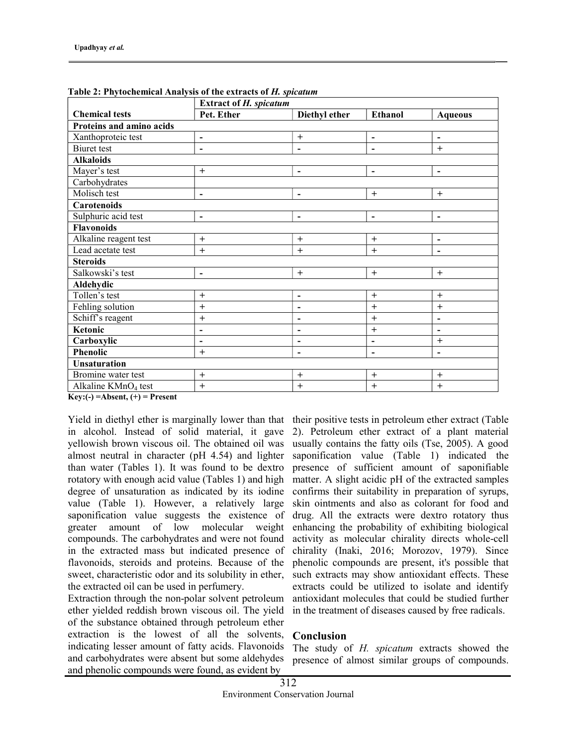**Table 2: Phytochemical Analysis of the extracts of *H. spicatum***

| Chemical tests | Extract of *H. spicatum* | | | |
|---|---|---|---|---|
| | Pet. Ether | Diethyl ether | Ethanol | Aqueous |
| **Proteins and amino acids** | | | | |
| Xanthoproteic test | - | + | - | - |
| Biuret test | - | - | - | + |
| **Alkaloids** | | | | |
| Mayer's test | + | - | - | - |
| Carbohydrates | | | | |
| Molisch test | - | - | + | + |
| **Carotenoids** | | | | |
| Sulphuric acid test | - | - | - | - |
| **Flavonoids** | | | | |
| Alkaline reagent test | + | + | + | - |
| Lead acetate test | + | + | + | - |
| **Steroids** | | | | |
| Salkowski's test | - | + | + | + |
| **Aldehydic** | | | | |
| Tollen's test | + | - | + | + |
| Fehling solution | + | - | + | + |
| Schiff's reagent | + | - | + | - |
| **Ketonic** | - | - | + | - |
| **Carboxylic** | - | - | - | + |
| **Phenolic** | + | - | - | - |
| **Unsaturation** | | | | |
| Bromine water test | + | + | + | + |
| Alkaline $KMnO_4$ test | + | + | + | + |

**Key:(-) =Absent, (+) = Present**

Yield in diethyl ether is marginally lower than that in alcohol. Instead of solid material, it gave yellowish brown viscous oil. The obtained oil was almost neutral in character (pH 4.54) and lighter than water (Tables 1). It was found to be dextro rotatory with enough acid value (Tables 1) and high degree of unsaturation as indicated by its iodine value (Table 1). However, a relatively large saponification value suggests the existence of greater amount of low molecular weight compounds. The carbohydrates and were not found in the extracted mass but indicated presence of flavonoids, steroids and proteins. Because of the sweet, characteristic odor and its solubility in ether, the extracted oil can be used in perfumery.

Extraction through the non-polar solvent petroleum ether yielded reddish brown viscous oil. The yield of the substance obtained through petroleum ether extraction is the lowest of all the solvents, indicating lesser amount of fatty acids. Flavonoids and carbohydrates were absent but some aldehydes and phenolic compounds were found, as evident by their positive tests in petroleum ether extract (Table 2). Petroleum ether extract of a plant material usually contains the fatty oils (Tse, 2005). A good saponification value (Table 1) indicated the presence of sufficient amount of saponifiable matter. A slight acidic pH of the extracted samples confirms their suitability in preparation of syrups, skin ointments and also as colorant for food and drug. All the extracts were dextro rotatory thus enhancing the probability of exhibiting biological activity as molecular chirality directs whole-cell chirality (Inaki, 2016; Morozov, 1979). Since phenolic compounds are present, it's possible that such extracts may show antioxidant effects. These extracts could be utilized to isolate and identify antioxidant molecules that could be studied further in the treatment of diseases caused by free radicals.

## Conclusion

The study of *H. spicatum* extracts showed the presence of almost similar groups of compounds.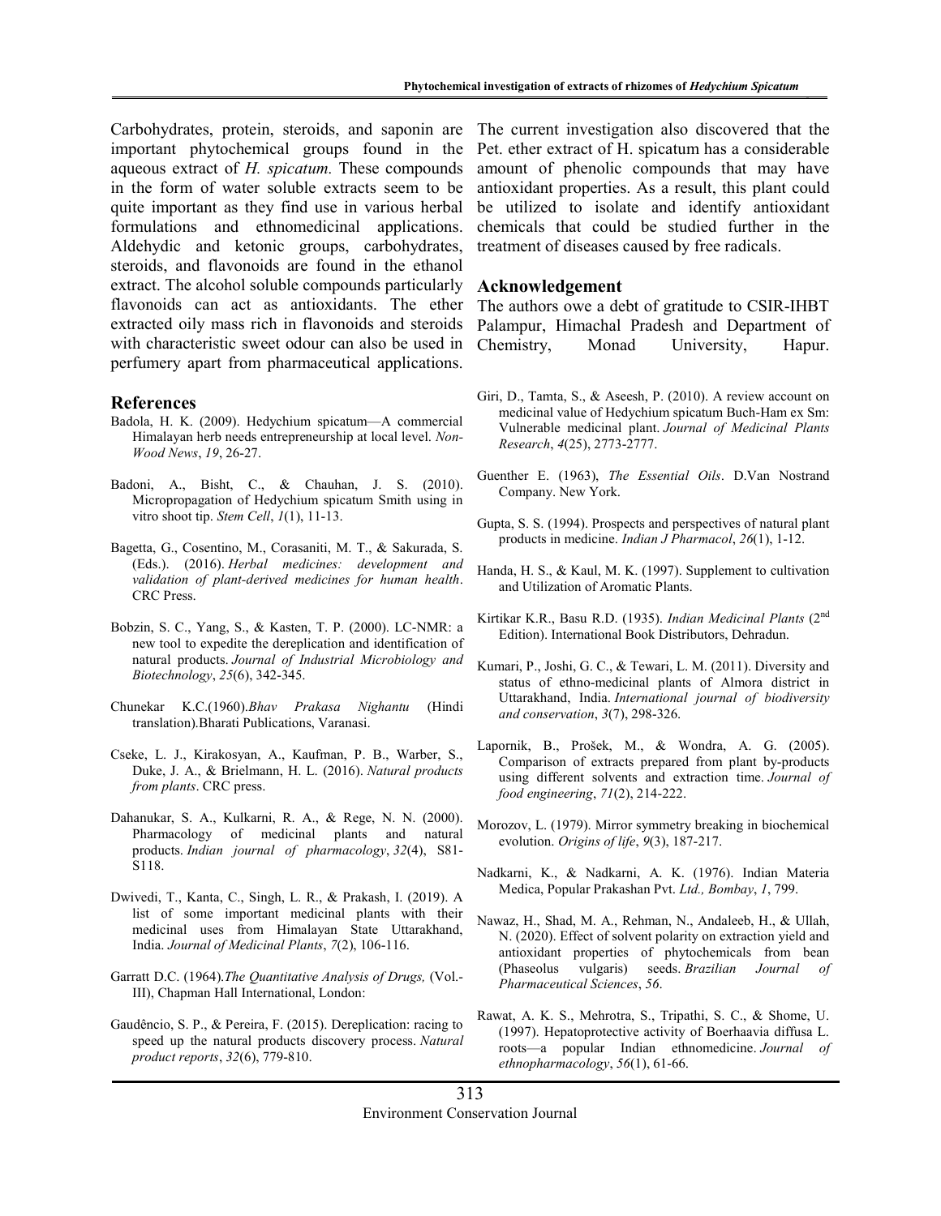Carbohydrates, protein, steroids, and saponin are important phytochemical groups found in the aqueous extract of *H. spicatum.* These compounds in the form of water soluble extracts seem to be quite important as they find use in various herbal formulations and ethnomedicinal applications. Aldehydic and ketonic groups, carbohydrates, steroids, and flavonoids are found in the ethanol extract. The alcohol soluble compounds particularly flavonoids can act as antioxidants. The ether extracted oily mass rich in flavonoids and steroids with characteristic sweet odour can also be used in perfumery apart from pharmaceutical applications. The current investigation also discovered that the Pet. ether extract of H. spicatum has a considerable amount of phenolic compounds that may have antioxidant properties. As a result, this plant could be utilized to isolate and identify antioxidant chemicals that could be studied further in the treatment of diseases caused by free radicals.

## Acknowledgement

The authors owe a debt of gratitude to CSIR-IHBT Palampur, Himachal Pradesh and Department of Chemistry, Monad University, Hapur.

## References

Badola, H. K. (2009). Hedychium spicatum—A commercial Himalayan herb needs entrepreneurship at local level. *Non-Wood News*, *19*, 26-27.

Badoni, A., Bisht, C., & Chauhan, J. S. (2010). Micropropagation of Hedychium spicatum Smith using in vitro shoot tip. *Stem Cell*, *1*(1), 11-13.

Bagetta, G., Cosentino, M., Corasaniti, M. T., & Sakurada, S. (Eds.). (2016). *Herbal medicines: development and validation of plant-derived medicines for human health*. CRC Press.

Bobzin, S. C., Yang, S., & Kasten, T. P. (2000). LC-NMR: a new tool to expedite the dereplication and identification of natural products. *Journal of Industrial Microbiology and Biotechnology*, *25*(6), 342-345.

Chunekar K.C.(1960).*Bhav Prakasa Nighantu* (Hindi translation).Bharati Publications, Varanasi.

Cseke, L. J., Kirakosyan, A., Kaufman, P. B., Warber, S., Duke, J. A., & Brielmann, H. L. (2016). *Natural products from plants*. CRC press.

Dahanukar, S. A., Kulkarni, R. A., & Rege, N. N. (2000). Pharmacology of medicinal plants and natural products. *Indian journal of pharmacology*, *32*(4), S81-S118.

Dwivedi, T., Kanta, C., Singh, L. R., & Prakash, I. (2019). A list of some important medicinal plants with their medicinal uses from Himalayan State Uttarakhand, India. *Journal of Medicinal Plants*, *7*(2), 106-116.

Garratt D.C. (1964).*The Quantitative Analysis of Drugs,* (Vol.-III), Chapman Hall International, London:

Gaudêncio, S. P., & Pereira, F. (2015). Dereplication: racing to speed up the natural products discovery process. *Natural product reports*, *32*(6), 779-810.

Giri, D., Tamta, S., & Aseesh, P. (2010). A review account on medicinal value of Hedychium spicatum Buch-Ham ex Sm: Vulnerable medicinal plant. *Journal of Medicinal Plants Research*, *4*(25), 2773-2777.

Guenther E. (1963), *The Essential Oils*. D.Van Nostrand Company. New York.

Gupta, S. S. (1994). Prospects and perspectives of natural plant products in medicine. *Indian J Pharmacol*, *26*(1), 1-12.

Handa, H. S., & Kaul, M. K. (1997). Supplement to cultivation and Utilization of Aromatic Plants.

Kirtikar K.R., Basu R.D. (1935). *Indian Medicinal Plants* (2nd Edition). International Book Distributors, Dehradun.

Kumari, P., Joshi, G. C., & Tewari, L. M. (2011). Diversity and status of ethno-medicinal plants of Almora district in Uttarakhand, India. *International journal of biodiversity and conservation*, *3*(7), 298-326.

Lapornik, B., Prošek, M., & Wondra, A. G. (2005). Comparison of extracts prepared from plant by-products using different solvents and extraction time. *Journal of food engineering*, *71*(2), 214-222.

Morozov, L. (1979). Mirror symmetry breaking in biochemical evolution. *Origins of life*, *9*(3), 187-217.

Nadkarni, K., & Nadkarni, A. K. (1976). Indian Materia Medica, Popular Prakashan Pvt. *Ltd., Bombay*, *1*, 799.

Nawaz, H., Shad, M. A., Rehman, N., Andaleeb, H., & Ullah, N. (2020). Effect of solvent polarity on extraction yield and antioxidant properties of phytochemicals from bean (Phaseolus vulgaris) seeds. *Brazilian Journal of Pharmaceutical Sciences*, *56*.

Rawat, A. K. S., Mehrotra, S., Tripathi, S. C., & Shome, U. (1997). Hepatoprotective activity of Boerhaavia diffusa L. roots—a popular Indian ethnomedicine. *Journal of ethnopharmacology*, *56*(1), 61-66.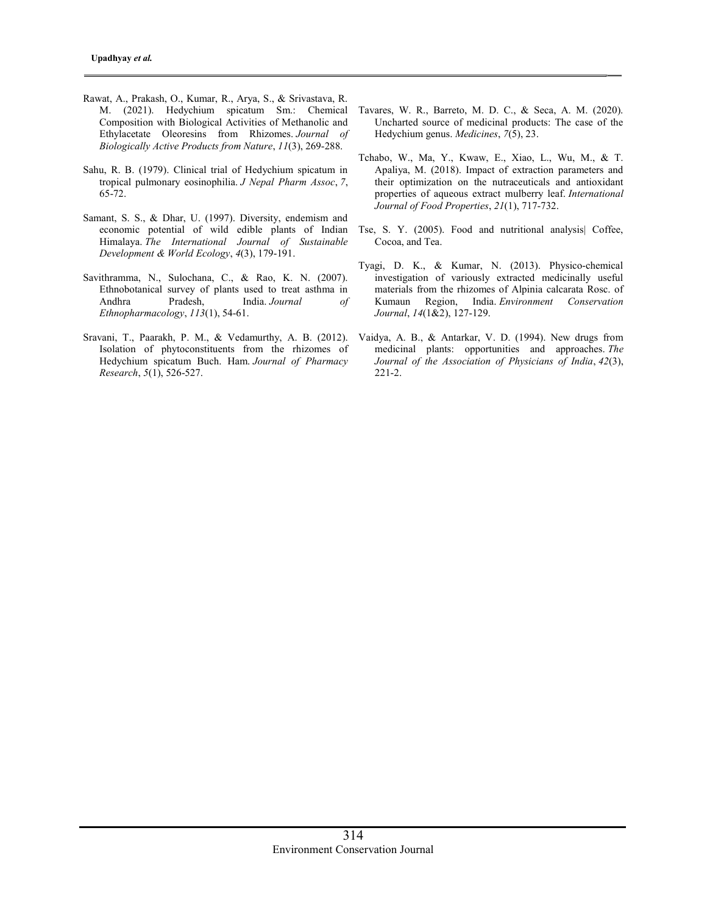Rawat, A., Prakash, O., Kumar, R., Arya, S., & Srivastava, R. M. (2021). Hedychium spicatum Sm.: Chemical Composition with Biological Activities of Methanolic and Ethylacetate Oleoresins from Rhizomes. *Journal of Biologically Active Products from Nature*, *11*(3), 269-288.

Sahu, R. B. (1979). Clinical trial of Hedychium spicatum in tropical pulmonary eosinophilia. *J Nepal Pharm Assoc*, *7*, 65-72.

Samant, S. S., & Dhar, U. (1997). Diversity, endemism and economic potential of wild edible plants of Indian Himalaya. *The International Journal of Sustainable Development & World Ecology*, *4*(3), 179-191.

Savithramma, N., Sulochana, C., & Rao, K. N. (2007). Ethnobotanical survey of plants used to treat asthma in Andhra Pradesh, India. *Journal of Ethnopharmacology*, *113*(1), 54-61.

Sravani, T., Paarakh, P. M., & Vedamurthy, A. B. (2012). Isolation of phytoconstituents from the rhizomes of Hedychium spicatum Buch. Ham. *Journal of Pharmacy Research*, *5*(1), 526-527.

Tavares, W. R., Barreto, M. D. C., & Seca, A. M. (2020). Uncharted source of medicinal products: The case of the Hedychium genus. *Medicines*, *7*(5), 23.

Tchabo, W., Ma, Y., Kwaw, E., Xiao, L., Wu, M., & T. Apaliya, M. (2018). Impact of extraction parameters and their optimization on the nutraceuticals and antioxidant properties of aqueous extract mulberry leaf. *International Journal of Food Properties*, *21*(1), 717-732.

Tse, S. Y. (2005). Food and nutritional analysis| Coffee, Cocoa, and Tea.

Tyagi, D. K., & Kumar, N. (2013). Physico-chemical investigation of variously extracted medicinally useful materials from the rhizomes of Alpinia calcarata Rosc. of Kumaun Region, India. *Environment Conservation Journal*, *14*(1&2), 127-129.

Vaidya, A. B., & Antarkar, V. D. (1994). New drugs from medicinal plants: opportunities and approaches. *The Journal of the Association of Physicians of India*, *42*(3), 221-2.